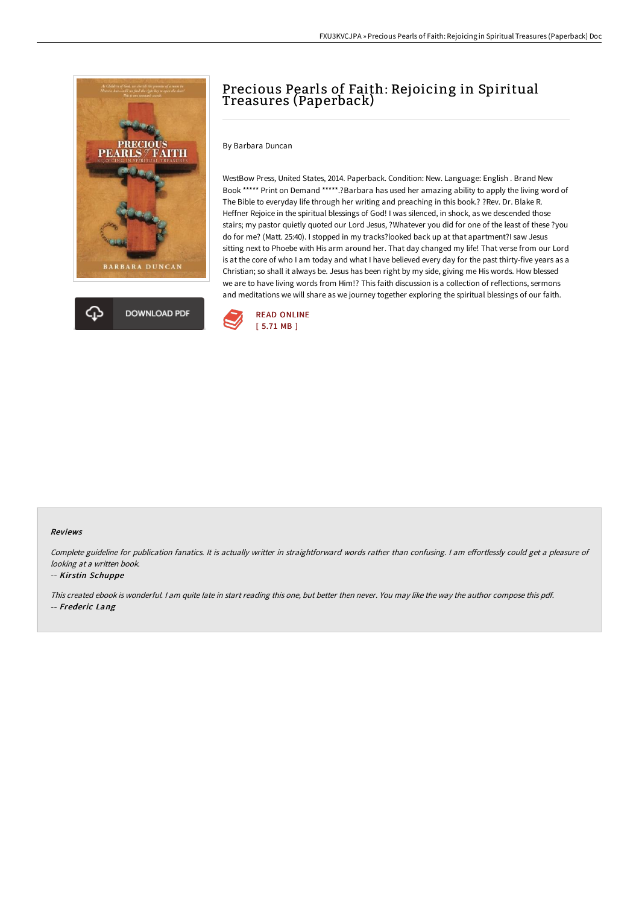# Precious Pearls of Faith: Rejoicing in Spiritual Treasures (Paperback)

By Barbara Duncan

WestBow Press, United States, 2014. Paperback. Condition: New. Language: English . Brand New Book ***** Print on Demand *****.?Barbara has used her amazing ability to apply the living word of The Bible to everyday life through her writing and preaching in this book.? ?Rev. Dr. Blake R. Heffner Rejoice in the spiritual blessings of God! I was silenced, in shock, as we descended those stairs; my pastor quietly quoted our Lord Jesus, ?Whatever you did for one of the least of these ?you do for me? (Matt. 25:40). I stopped in my tracks?looked back up at that apartment?I saw Jesus sitting next to Phoebe with His arm around her. That day changed my life! That verse from our Lord is at the core of who I am today and what I have believed every day for the past thirty-five years as a Christian; so shall it always be. Jesus has been right by my side, giving me His words. How blessed we are to have living words from Him!? This faith discussion is a collection of reflections, sermons and meditations we will share as we journey together exploring the spiritual blessings of our faith.

DOWNLOAD PDF

READ ONLINE
[ 5.71 MB ]

## Reviews

*Complete guideline for publication fanatics. It is actually writter in straightforward words rather than confusing. I am effortlessly could get a pleasure of looking at a written book.*

-- ***Kirstin Schuppe***

*This created ebook is wonderful. I am quite late in start reading this one, but better then never. You may like the way the author compose this pdf.*

-- ***Frederic Lang***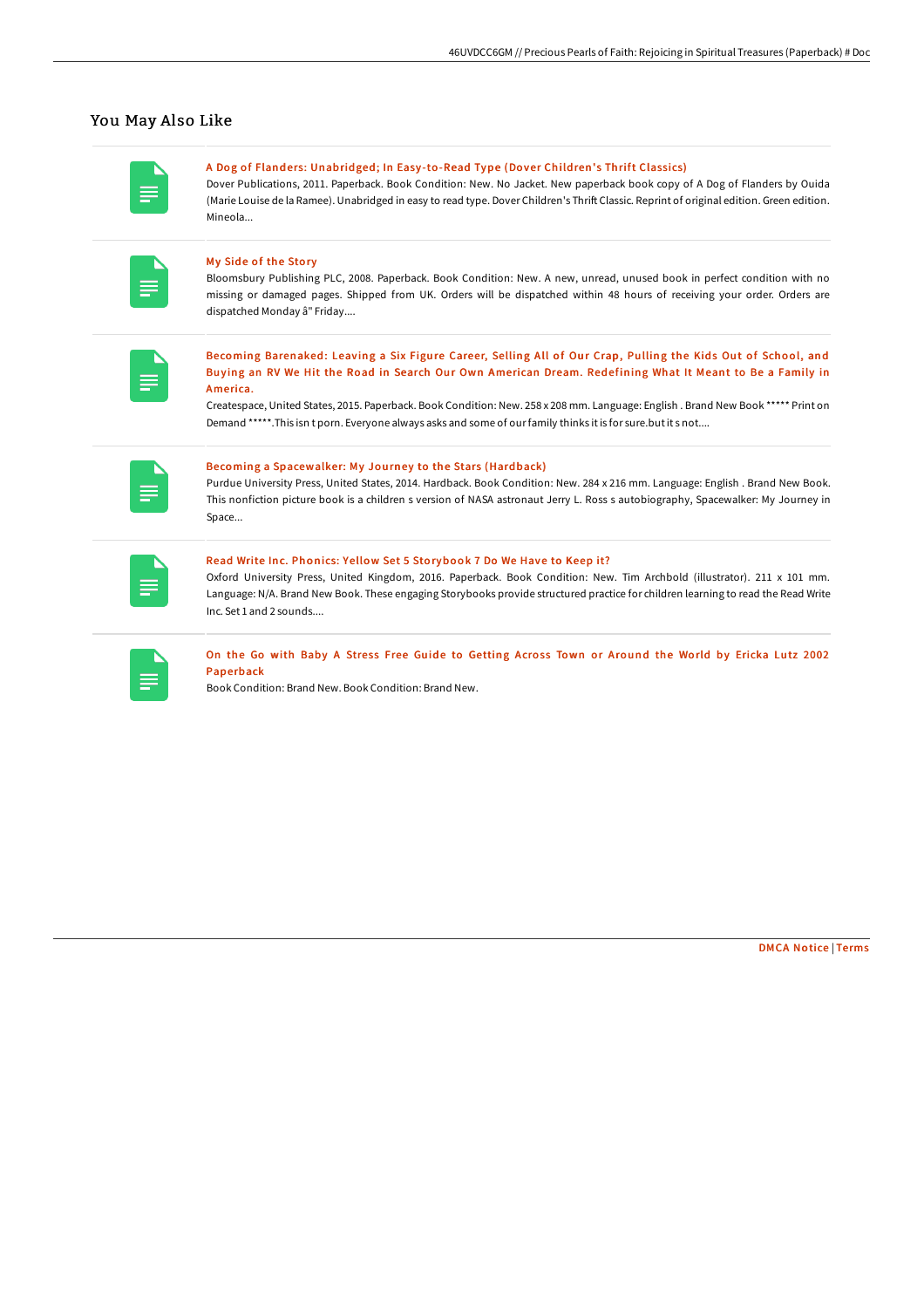## You May Also Like

### A Dog of Flanders: Unabridged; In Easy-to-Read Type (Dover Children's Thrift Classics)

Dover Publications, 2011. Paperback. Book Condition: New. No Jacket. New paperback book copy of A Dog of Flanders by Ouida (Marie Louise de la Ramee). Unabridged in easy to read type. Dover Children's Thrift Classic. Reprint of original edition. Green edition. Mineola...

### My Side of the Story

Bloomsbury Publishing PLC, 2008. Paperback. Book Condition: New. A new, unread, unused book in perfect condition with no missing or damaged pages. Shipped from UK. Orders will be dispatched within 48 hours of receiving your order. Orders are dispatched Monday â" Friday....

### Becoming Barenaked: Leaving a Six Figure Career, Selling All of Our Crap, Pulling the Kids Out of School, and Buying an RV We Hit the Road in Search Our Own American Dream. Redefining What It Meant to Be a Family in America.

Createspace, United States, 2015. Paperback. Book Condition: New. 258 x 208 mm. Language: English . Brand New Book ***** Print on Demand *****.This isn t porn. Everyone always asks and some of our family thinks it is for sure.but it s not....

### Becoming a Spacewalker: My Journey to the Stars (Hardback)

Purdue University Press, United States, 2014. Hardback. Book Condition: New. 284 x 216 mm. Language: English . Brand New Book. This nonfiction picture book is a children s version of NASA astronaut Jerry L. Ross s autobiography, Spacewalker: My Journey in Space...

### Read Write Inc. Phonics: Yellow Set 5 Storybook 7 Do We Have to Keep it?

Oxford University Press, United Kingdom, 2016. Paperback. Book Condition: New. Tim Archbold (illustrator). 211 x 101 mm. Language: N/A. Brand New Book. These engaging Storybooks provide structured practice for children learning to read the Read Write Inc. Set 1 and 2 sounds....

### On the Go with Baby A Stress Free Guide to Getting Across Town or Around the World by Ericka Lutz 2002 Paperback

Book Condition: Brand New. Book Condition: Brand New.